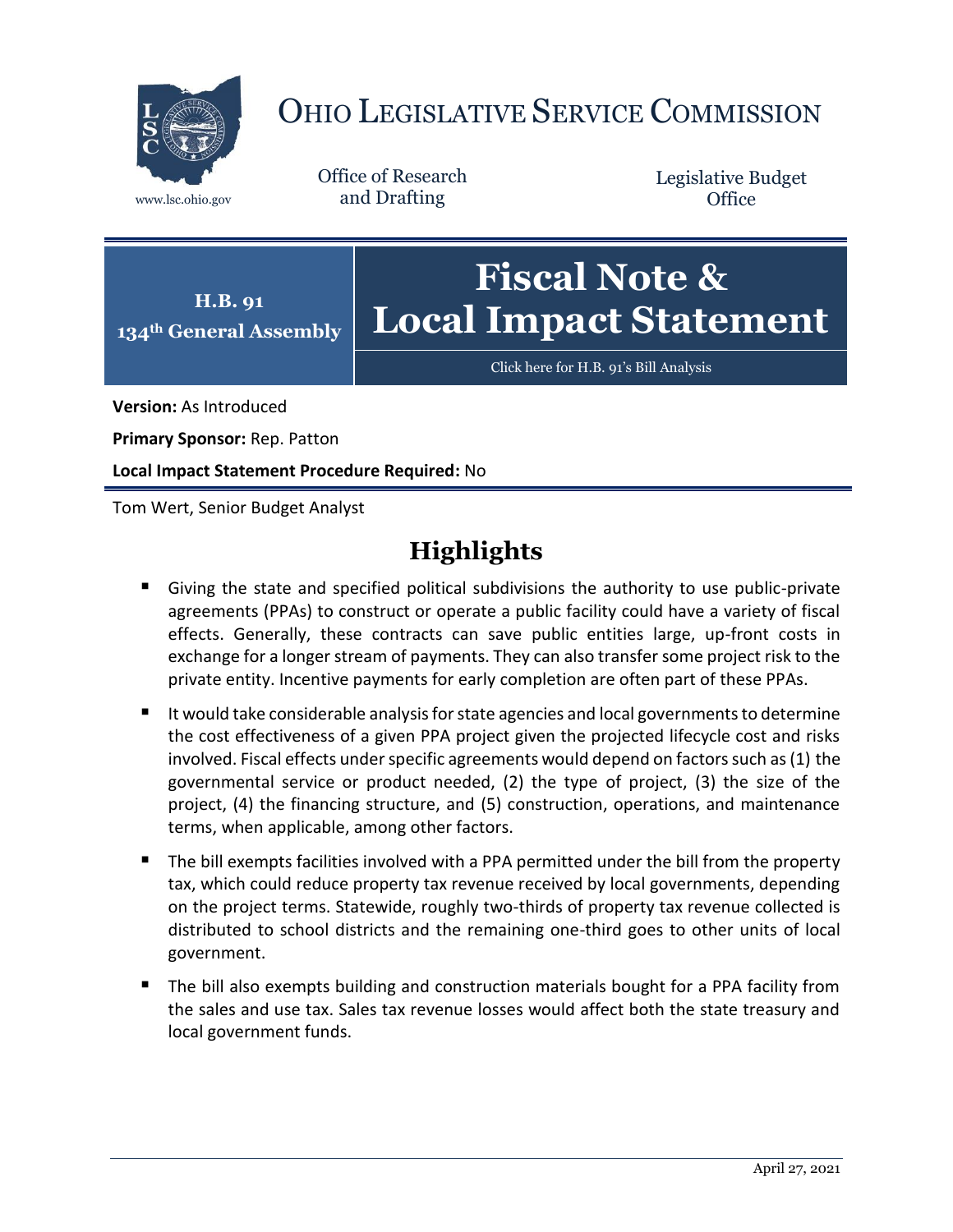# Ohio Legislative Service Commission

www.lsc.ohio.gov

Office of Research and Drafting

Legislative Budget Office

**H.B. 91**
**134th General Assembly**

# Fiscal Note & Local Impact Statement

Click here for H.B. 91's Bill Analysis

**Version:** As Introduced

**Primary Sponsor:** Rep. Patton

**Local Impact Statement Procedure Required:** No

Tom Wert, Senior Budget Analyst

## Highlights

- Giving the state and specified political subdivisions the authority to use public-private agreements (PPAs) to construct or operate a public facility could have a variety of fiscal effects. Generally, these contracts can save public entities large, up-front costs in exchange for a longer stream of payments. They can also transfer some project risk to the private entity. Incentive payments for early completion are often part of these PPAs.
- It would take considerable analysis for state agencies and local governments to determine the cost effectiveness of a given PPA project given the projected lifecycle cost and risks involved. Fiscal effects under specific agreements would depend on factors such as (1) the governmental service or product needed, (2) the type of project, (3) the size of the project, (4) the financing structure, and (5) construction, operations, and maintenance terms, when applicable, among other factors.
- The bill exempts facilities involved with a PPA permitted under the bill from the property tax, which could reduce property tax revenue received by local governments, depending on the project terms. Statewide, roughly two-thirds of property tax revenue collected is distributed to school districts and the remaining one-third goes to other units of local government.
- The bill also exempts building and construction materials bought for a PPA facility from the sales and use tax. Sales tax revenue losses would affect both the state treasury and local government funds.

April 27, 2021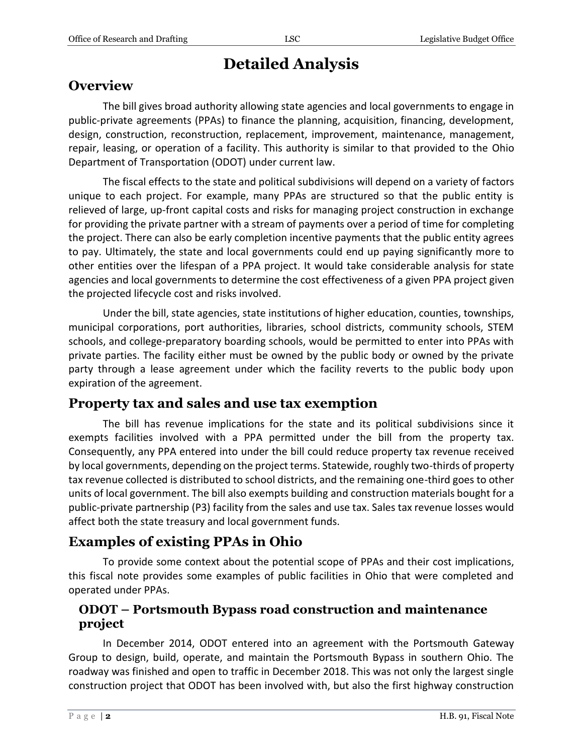# Detailed Analysis

## Overview

The bill gives broad authority allowing state agencies and local governments to engage in public-private agreements (PPAs) to finance the planning, acquisition, financing, development, design, construction, reconstruction, replacement, improvement, maintenance, management, repair, leasing, or operation of a facility. This authority is similar to that provided to the Ohio Department of Transportation (ODOT) under current law.

The fiscal effects to the state and political subdivisions will depend on a variety of factors unique to each project. For example, many PPAs are structured so that the public entity is relieved of large, up-front capital costs and risks for managing project construction in exchange for providing the private partner with a stream of payments over a period of time for completing the project. There can also be early completion incentive payments that the public entity agrees to pay. Ultimately, the state and local governments could end up paying significantly more to other entities over the lifespan of a PPA project. It would take considerable analysis for state agencies and local governments to determine the cost effectiveness of a given PPA project given the projected lifecycle cost and risks involved.

Under the bill, state agencies, state institutions of higher education, counties, townships, municipal corporations, port authorities, libraries, school districts, community schools, STEM schools, and college-preparatory boarding schools, would be permitted to enter into PPAs with private parties. The facility either must be owned by the public body or owned by the private party through a lease agreement under which the facility reverts to the public body upon expiration of the agreement.

## Property tax and sales and use tax exemption

The bill has revenue implications for the state and its political subdivisions since it exempts facilities involved with a PPA permitted under the bill from the property tax. Consequently, any PPA entered into under the bill could reduce property tax revenue received by local governments, depending on the project terms. Statewide, roughly two-thirds of property tax revenue collected is distributed to school districts, and the remaining one-third goes to other units of local government. The bill also exempts building and construction materials bought for a public-private partnership (P3) facility from the sales and use tax. Sales tax revenue losses would affect both the state treasury and local government funds.

## Examples of existing PPAs in Ohio

To provide some context about the potential scope of PPAs and their cost implications, this fiscal note provides some examples of public facilities in Ohio that were completed and operated under PPAs.

### ODOT – Portsmouth Bypass road construction and maintenance project

In December 2014, ODOT entered into an agreement with the Portsmouth Gateway Group to design, build, operate, and maintain the Portsmouth Bypass in southern Ohio. The roadway was finished and open to traffic in December 2018. This was not only the largest single construction project that ODOT has been involved with, but also the first highway construction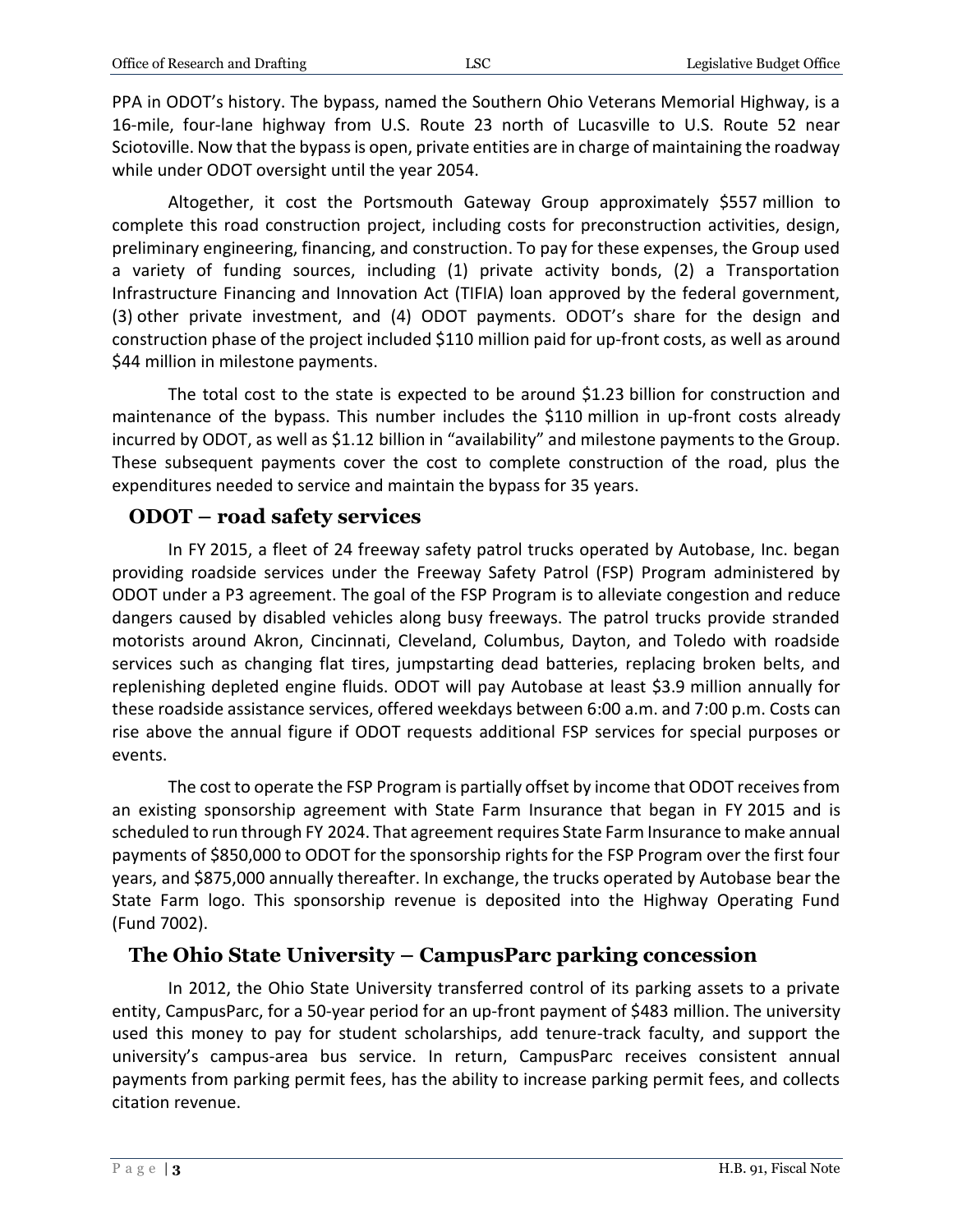PPA in ODOT's history. The bypass, named the Southern Ohio Veterans Memorial Highway, is a 16-mile, four-lane highway from U.S. Route 23 north of Lucasville to U.S. Route 52 near Sciotoville. Now that the bypass is open, private entities are in charge of maintaining the roadway while under ODOT oversight until the year 2054.

Altogether, it cost the Portsmouth Gateway Group approximately $557 million to complete this road construction project, including costs for preconstruction activities, design, preliminary engineering, financing, and construction. To pay for these expenses, the Group used a variety of funding sources, including (1) private activity bonds, (2) a Transportation Infrastructure Financing and Innovation Act (TIFIA) loan approved by the federal government, (3) other private investment, and (4) ODOT payments. ODOT's share for the design and construction phase of the project included $110 million paid for up-front costs, as well as around $44 million in milestone payments.

The total cost to the state is expected to be around $1.23 billion for construction and maintenance of the bypass. This number includes the $110 million in up-front costs already incurred by ODOT, as well as $1.12 billion in "availability" and milestone payments to the Group. These subsequent payments cover the cost to complete construction of the road, plus the expenditures needed to service and maintain the bypass for 35 years.

## ODOT – road safety services

In FY 2015, a fleet of 24 freeway safety patrol trucks operated by Autobase, Inc. began providing roadside services under the Freeway Safety Patrol (FSP) Program administered by ODOT under a P3 agreement. The goal of the FSP Program is to alleviate congestion and reduce dangers caused by disabled vehicles along busy freeways. The patrol trucks provide stranded motorists around Akron, Cincinnati, Cleveland, Columbus, Dayton, and Toledo with roadside services such as changing flat tires, jumpstarting dead batteries, replacing broken belts, and replenishing depleted engine fluids. ODOT will pay Autobase at least $3.9 million annually for these roadside assistance services, offered weekdays between 6:00 a.m. and 7:00 p.m. Costs can rise above the annual figure if ODOT requests additional FSP services for special purposes or events.

The cost to operate the FSP Program is partially offset by income that ODOT receives from an existing sponsorship agreement with State Farm Insurance that began in FY 2015 and is scheduled to run through FY 2024. That agreement requires State Farm Insurance to make annual payments of $850,000 to ODOT for the sponsorship rights for the FSP Program over the first four years, and $875,000 annually thereafter. In exchange, the trucks operated by Autobase bear the State Farm logo. This sponsorship revenue is deposited into the Highway Operating Fund (Fund 7002).

## The Ohio State University – CampusParc parking concession

In 2012, the Ohio State University transferred control of its parking assets to a private entity, CampusParc, for a 50-year period for an up-front payment of $483 million. The university used this money to pay for student scholarships, add tenure-track faculty, and support the university's campus-area bus service. In return, CampusParc receives consistent annual payments from parking permit fees, has the ability to increase parking permit fees, and collects citation revenue.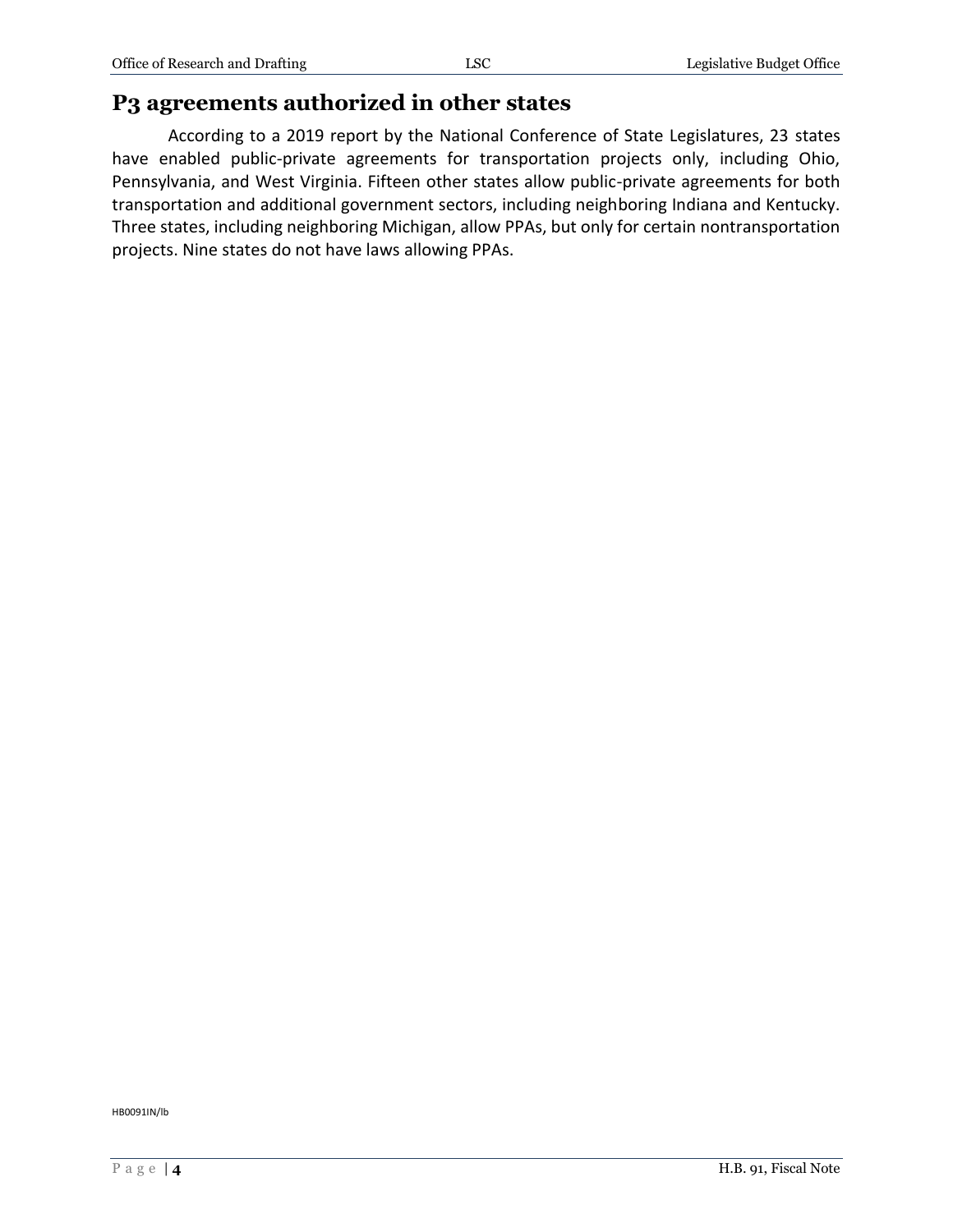## P3 agreements authorized in other states

According to a 2019 report by the National Conference of State Legislatures, 23 states have enabled public-private agreements for transportation projects only, including Ohio, Pennsylvania, and West Virginia. Fifteen other states allow public-private agreements for both transportation and additional government sectors, including neighboring Indiana and Kentucky. Three states, including neighboring Michigan, allow PPAs, but only for certain nontransportation projects. Nine states do not have laws allowing PPAs.

HB0091IN/lb